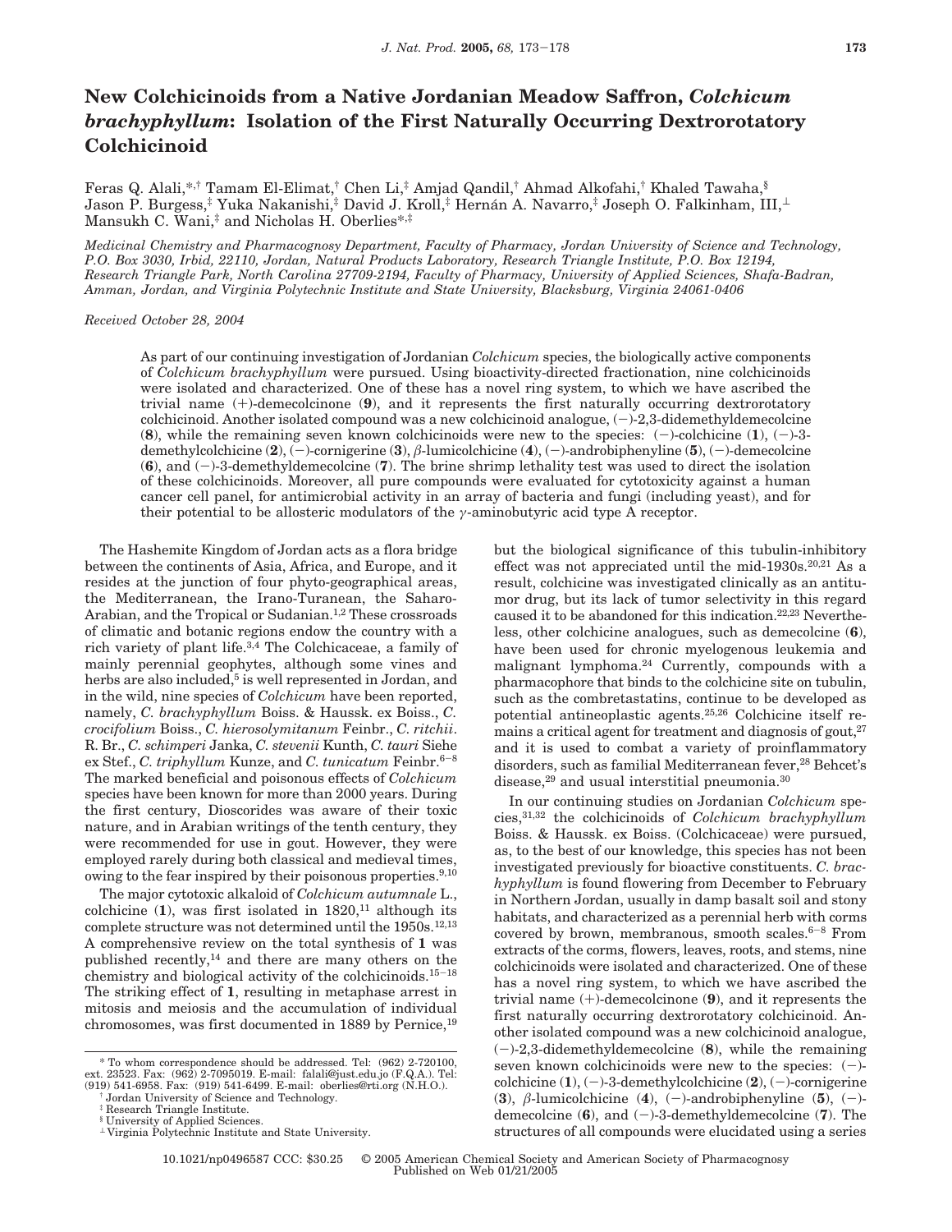# New Colchicinoids from a Native Jordanian Meadow Saffron, *Colchicum brachyphyllum*: Isolation of the First Naturally Occurring Dextrorotatory Colchicinoid

Feras Q. Alali,*,† Tamam El-Elimat,† Chen Li,‡ Amjad Qandil,† Ahmad Alkofahi,† Khaled Tawaha,§ Jason P. Burgess,‡ Yuka Nakanishi,‡ David J. Kroll,‡ Hernán A. Navarro,‡ Joseph O. Falkinham, III,⊥ Mansukh C. Wani,‡ and Nicholas H. Oberlies*,‡

*Medicinal Chemistry and Pharmacognosy Department, Faculty of Pharmacy, Jordan University of Science and Technology, P.O. Box 3030, Irbid, 22110, Jordan, Natural Products Laboratory, Research Triangle Institute, P.O. Box 12194, Research Triangle Park, North Carolina 27709-2194, Faculty of Pharmacy, University of Applied Sciences, Shafa-Badran, Amman, Jordan, and Virginia Polytechnic Institute and State University, Blacksburg, Virginia 24061-0406*

*Received October 28, 2004*

As part of our continuing investigation of Jordanian *Colchicum* species, the biologically active components of *Colchicum brachyphyllum* were pursued. Using bioactivity-directed fractionation, nine colchicinoids were isolated and characterized. One of these has a novel ring system, to which we have ascribed the trivial name (+)-demecolcinone (**9**), and it represents the first naturally occurring dextrorotatory colchicinoid. Another isolated compound was a new colchicinoid analogue, (−)-2,3-didemethyldemecolcine (**8**), while the remaining seven known colchicinoids were new to the species: (−)-colchicine (**1**), (−)-3-demethylcolchicine (**2**), (−)-cornigerine (**3**), β-lumicolchicine (**4**), (−)-androbiphenyline (**5**), (−)-demecolcine (**6**), and (−)-3-demethyldemecolcine (**7**). The brine shrimp lethality test was used to direct the isolation of these colchicinoids. Moreover, all pure compounds were evaluated for cytotoxicity against a human cancer cell panel, for antimicrobial activity in an array of bacteria and fungi (including yeast), and for their potential to be allosteric modulators of the γ-aminobutyric acid type A receptor.

The Hashemite Kingdom of Jordan acts as a flora bridge between the continents of Asia, Africa, and Europe, and it resides at the junction of four phyto-geographical areas, the Mediterranean, the Irano-Turanean, the Saharo-Arabian, and the Tropical or Sudanian.[1,2] These crossroads of climatic and botanic regions endow the country with a rich variety of plant life.[3,4] The Colchicaceae, a family of mainly perennial geophytes, although some vines and herbs are also included,[5] is well represented in Jordan, and in the wild, nine species of *Colchicum* have been reported, namely, *C. brachyphyllum* Boiss. & Haussk. ex Boiss., *C. crocifolium* Boiss., *C. hierosolymitanum* Feinbr., *C. ritchii*. R. Br., *C. schimperi* Janka, *C. stevenii* Kunth, *C. tauri* Siehe ex Stef., *C. triphyllum* Kunze, and *C. tunicatum* Feinbr.[6−8] The marked beneficial and poisonous effects of *Colchicum* species have been known for more than 2000 years. During the first century, Dioscorides was aware of their toxic nature, and in Arabian writings of the tenth century, they were recommended for use in gout. However, they were employed rarely during both classical and medieval times, owing to the fear inspired by their poisonous properties.[9,10]

The major cytotoxic alkaloid of *Colchicum autumnale* L., colchicine (**1**), was first isolated in 1820,[11] although its complete structure was not determined until the 1950s.[12,13] A comprehensive review on the total synthesis of **1** was published recently,[14] and there are many others on the chemistry and biological activity of the colchicinoids.[15−18] The striking effect of **1**, resulting in metaphase arrest in mitosis and meiosis and the accumulation of individual chromosomes, was first documented in 1889 by Pernice,[19] but the biological significance of this tubulin-inhibitory effect was not appreciated until the mid-1930s.[20,21] As a result, colchicine was investigated clinically as an antitumor drug, but its lack of tumor selectivity in this regard caused it to be abandoned for this indication.[22,23] Nevertheless, other colchicine analogues, such as demecolcine (**6**), have been used for chronic myelogenous leukemia and malignant lymphoma.[24] Currently, compounds with a pharmacophore that binds to the colchicine site on tubulin, such as the combretastatins, continue to be developed as potential antineoplastic agents.[25,26] Colchicine itself remains a critical agent for treatment and diagnosis of gout,[27] and it is used to combat a variety of proinflammatory disorders, such as familial Mediterranean fever,[28] Behcet's disease,[29] and usual interstitial pneumonia.[30]

In our continuing studies on Jordanian *Colchicum* species,[31,32] the colchicinoids of *Colchicum brachyphyllum* Boiss. & Haussk. ex Boiss. (Colchicaceae) were pursued, as, to the best of our knowledge, this species has not been investigated previously for bioactive constituents. *C. brachyphyllum* is found flowering from December to February in Northern Jordan, usually in damp basalt soil and stony habitats, and characterized as a perennial herb with corms covered by brown, membranous, smooth scales.[6−8] From extracts of the corms, flowers, leaves, roots, and stems, nine colchicinoids were isolated and characterized. One of these has a novel ring system, to which we have ascribed the trivial name (+)-demecolcinone (**9**), and it represents the first naturally occurring dextrorotatory colchicinoid. Another isolated compound was a new colchicinoid analogue, (−)-2,3-didemethyldemecolcine (**8**), while the remaining seven known colchicinoids were new to the species: (−)-colchicine (**1**), (−)-3-demethylcolchicine (**2**), (−)-cornigerine (**3**), β-lumicolchicine (**4**), (−)-androbiphenyline (**5**), (−)-demecolcine (**6**), and (−)-3-demethyldemecolcine (**7**). The structures of all compounds were elucidated using a series

\* To whom correspondence should be addressed. Tel: (962) 2-720100, ext. 23523. Fax: (962) 2-7095019. E-mail: falali@just.edu.jo (F.Q.A.). Tel: (919) 541-6958. Fax: (919) 541-6499. E-mail: oberlies@rti.org (N.H.O.).
† Jordan University of Science and Technology.
‡ Research Triangle Institute.
§ University of Applied Sciences.
⊥ Virginia Polytechnic Institute and State University.

10.1021/np0496587 CCC: $30.25 © 2005 American Chemical Society and American Society of Pharmacognosy
Published on Web 01/21/2005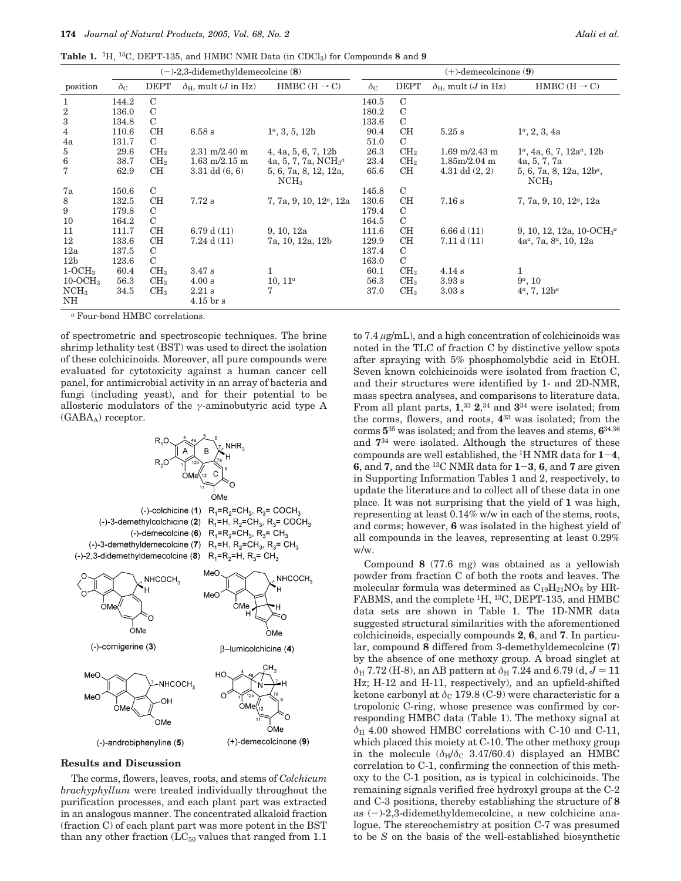**Table 1.** $^1$H, $^{13}$C, DEPT-135, and HMBC NMR Data (in $CDCl_3$) for Compounds **8** and **9**

| position | (−)-2,3-didemethyldemecolcine (**8**) | | | | (+)-demecolcinone (**9**) | | | |
|---|---|---|---|---|---|---|---|---|
| | $\delta_C$ | DEPT | $\delta_H$, mult ($J$ in Hz) | HMBC (H → C) | $\delta_C$ | DEPT | $\delta_H$, mult ($J$ in Hz) | HMBC (H → C) |
| 1 | 144.2 | C | | | 140.5 | C | | |
| 2 | 136.0 | C | | | 180.2 | C | | |
| 3 | 134.8 | C | | | 133.6 | C | | |
| 4 | 110.6 | CH | 6.58 s | 1[a], 3, 5, 12b | 90.4 | CH | 5.25 s | 1[a], 2, 3, 4a |
| 4a | 131.7 | C | | | 51.0 | C | | |
| 5 | 29.6 | $CH_2$ | 2.31 m/2.40 m | 4, 4a, 5, 6, 7, 12b | 26.3 | $CH_2$ | 1.69 m/2.43 m | 1[a], 4a, 6, 7, 12a[a], 12b |
| 6 | 38.7 | $CH_2$ | 1.63 m/2.15 m | 4a, 5, 7, 7a, $NCH_3$[a] | 23.4 | $CH_2$ | 1.85m/2.04 m | 4a, 5, 7, 7a |
| 7 | 62.9 | CH | 3.31 dd (6, 6) | 5, 6, 7a, 8, 12, 12a, $NCH_3$ | 65.6 | CH | 4.31 dd (2, 2) | 5, 6, 7a, 8, 12a, 12b[a], $NCH_3$ |
| 7a | 150.6 | C | | | 145.8 | C | | |
| 8 | 132.5 | CH | 7.72 s | 7, 7a, 9, 10, 12[a], 12a | 130.6 | CH | 7.16 s | 7, 7a, 9, 10, 12[a], 12a |
| 9 | 179.8 | C | | | 179.4 | C | | |
| 10 | 164.2 | C | | | 164.5 | C | | |
| 11 | 111.7 | CH | 6.79 d (11) | 9, 10, 12a | 111.6 | CH | 6.66 d (11) | 9, 10, 12, 12a, 10-$OCH_3$[a] |
| 12 | 133.6 | CH | 7.24 d (11) | 7a, 10, 12a, 12b | 129.9 | CH | 7.11 d (11) | 4a[a], 7a, 8[a], 10, 12a |
| 12a | 137.5 | C | | | 137.4 | C | | |
| 12b | 123.6 | C | | | 163.0 | C | | |
| 1-$OCH_3$ | 60.4 | $CH_3$ | 3.47 s | 1 | 60.1 | $CH_3$ | 4.14 s | 1 |
| 10-$OCH_3$ | 56.3 | $CH_3$ | 4.00 s | 10, 11[a] | 56.3 | $CH_3$ | 3.93 s | 9[a], 10 |
| $NCH_3$ | 34.5 | $CH_3$ | 2.21 s | 7 | 37.0 | $CH_3$ | 3.03 s | 4[a], 7, 12b[a] |
| NH | | | 4.15 br s | | | | | |

[a] Four-bond HMBC correlations.

of spectrometric and spectroscopic techniques. The brine shrimp lethality test (BST) was used to direct the isolation of these colchicinoids. Moreover, all pure compounds were evaluated for cytotoxicity against a human cancer cell panel, for antimicrobial activity in an array of bacteria and fungi (including yeast), and for their potential to be allosteric modulators of the $\gamma$-aminobutyric acid type A ($GABA_A$) receptor.

(-)-colchicine (**1**) $R_1=R_2=CH_3$, $R_3=COCH_3$
(-)-3-demethylcolchicine (**2**) $R_1=H$, $R_2=CH_3$, $R_3=COCH_3$
(-)-demecolcine (**6**) $R_1=R_2=CH_3$, $R_3=CH_3$
(-)-3-demethyldemecolcine (**7**) $R_1=H$, $R_2=CH_3$, $R_3=CH_3$
(-)-2,3-didemethyldemecolcine (**8**) $R_1=R_2=H$, $R_3=CH_3$

(-)-cornigerine (**3**)

$\beta$-lumicolchicine (**4**)

(-)-androbiphenyline (**5**)

(+)-demecolcinone (**9**)

## Results and Discussion

The corms, flowers, leaves, roots, and stems of *Colchicum brachyphyllum* were treated individually throughout the purification processes, and each plant part was extracted in an analogous manner. The concentrated alkaloid fraction (fraction C) of each plant part was more potent in the BST than any other fraction ($LC_{50}$ values that ranged from 1.1 to 7.4 $\mu$g/mL), and a high concentration of colchicinoids was noted in the TLC of fraction C by distinctive yellow spots after spraying with 5% phosphomolybdic acid in EtOH. Seven known colchicinoids were isolated from fraction C, and their structures were identified by 1- and 2D-NMR, mass spectra analyses, and comparisons to literature data. From all plant parts, **1**,[33] **2**,[34] and **3**[34] were isolated; from the corms, flowers, and roots, **4**[33] was isolated; from the corms **5**[35] was isolated; and from the leaves and stems, **6**[34,36] and **7**[34] were isolated. Although the structures of these compounds are well established, the $^1$H NMR data for **1**–**4**, **6**, and **7**, and the $^{13}$C NMR data for **1**–**3**, **6**, and **7** are given in Supporting Information Tables 1 and 2, respectively, to update the literature and to collect all of these data in one place. It was not surprising that the yield of **1** was high, representing at least 0.14% w/w in each of the stems, roots, and corms; however, **6** was isolated in the highest yield of all compounds in the leaves, representing at least 0.29% w/w.

Compound **8** (77.6 mg) was obtained as a yellowish powder from fraction C of both the roots and leaves. The molecular formula was determined as $C_{19}H_{21}NO_5$ by HR-FABMS, and the complete $^1$H, $^{13}$C, DEPT-135, and HMBC data sets are shown in Table 1. The 1D-NMR data suggested structural similarities with the aforementioned colchicinoids, especially compounds **2**, **6**, and **7**. In particular, compound **8** differed from 3-demethyldemecolcine (**7**) by the absence of one methoxy group. A broad singlet at $\delta_H$ 7.72 (H-8), an AB pattern at $\delta_H$ 7.24 and 6.79 (d, $J = 11$ Hz; H-12 and H-11, respectively), and an upfield-shifted ketone carbonyl at $\delta_C$ 179.8 (C-9) were characteristic for a tropolonic C-ring, whose presence was confirmed by corresponding HMBC data (Table 1). The methoxy signal at $\delta_H$ 4.00 showed HMBC correlations with C-10 and C-11, which placed this moiety at C-10. The other methoxy group in the molecule ($\delta_H$/$\delta_C$ 3.47/60.4) displayed an HMBC correlation to C-1, confirming the connection of this methoxy to the C-1 position, as is typical in colchicinoids. The remaining signals verified free hydroxyl groups at the C-2 and C-3 positions, thereby establishing the structure of **8** as (−)-2,3-didemethyldemecolcine, a new colchicine analogue. The stereochemistry at position C-7 was presumed to be *S* on the basis of the well-established biosynthetic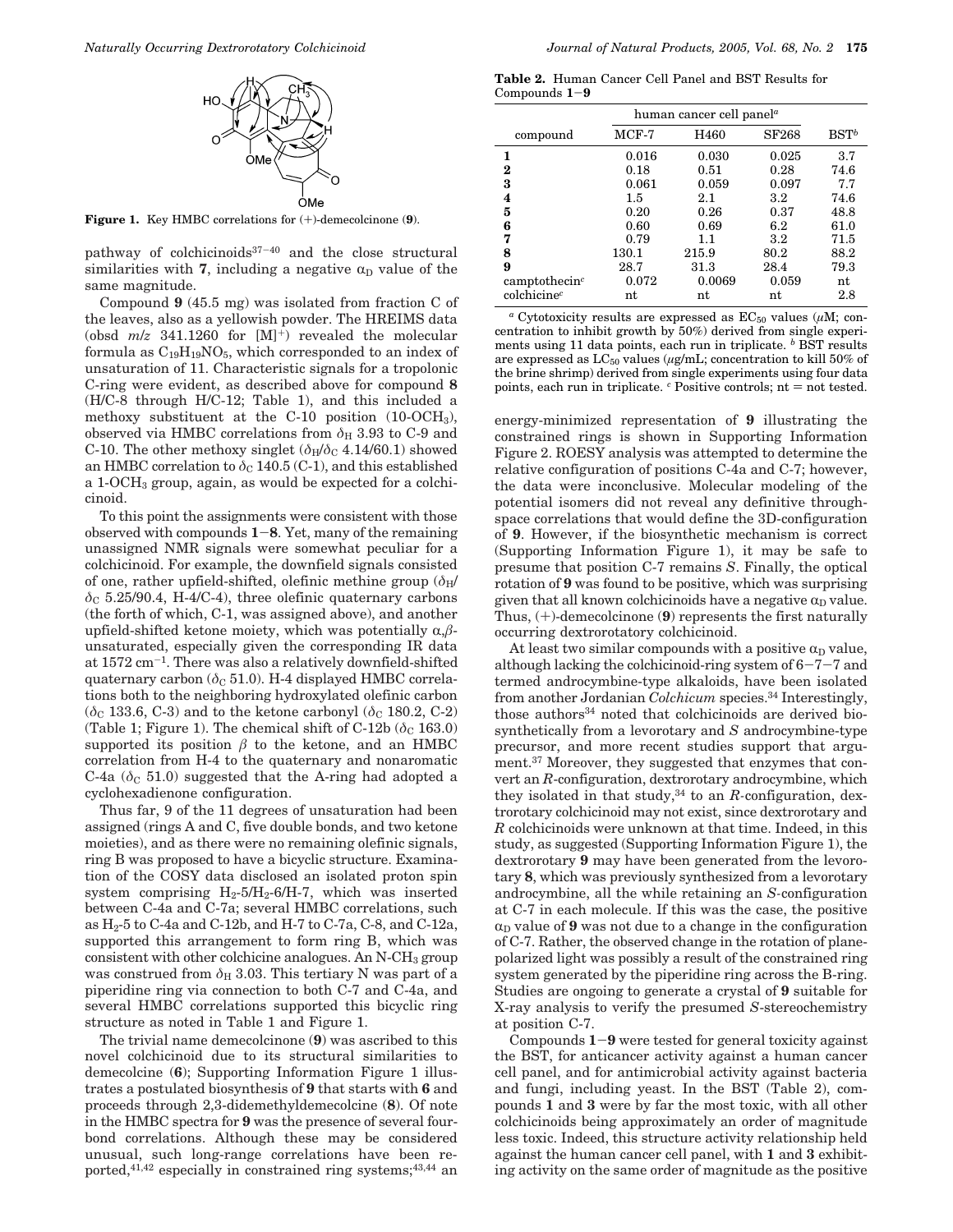**Figure 1.** Key HMBC correlations for (+)-demecolcinone (**9**).

pathway of colchicinoids[37−40] and the close structural similarities with **7**, including a negative $\alpha_D$ value of the same magnitude.

Compound **9** (45.5 mg) was isolated from fraction C of the leaves, also as a yellowish powder. The HREIMS data (obsd $m/z$ 341.1260 for [M]$^+$) revealed the molecular formula as $C_{19}H_{19}NO_5$, which corresponded to an index of unsaturation of 11. Characteristic signals for a tropolonic C-ring were evident, as described above for compound **8** (H/C-8 through H/C-12; Table 1), and this included a methoxy substituent at the C-10 position (10-$OCH_3$), observed via HMBC correlations from $\delta_H$ 3.93 to C-9 and C-10. The other methoxy singlet ($\delta_H/\delta_C$ 4.14/60.1) showed an HMBC correlation to $\delta_C$ 140.5 (C-1), and this established a 1-$OCH_3$ group, again, as would be expected for a colchicinoid.

To this point the assignments were consistent with those observed with compounds **1**−**8**. Yet, many of the remaining unassigned NMR signals were somewhat peculiar for a colchicinoid. For example, the downfield signals consisted of one, rather upfield-shifted, olefinic methine group ($\delta_H$/$\delta_C$ 5.25/90.4, H-4/C-4), three olefinic quaternary carbons (the forth of which, C-1, was assigned above), and another upfield-shifted ketone moiety, which was potentially $\alpha,\beta$-unsaturated, especially given the corresponding IR data at 1572 cm$^{-1}$. There was also a relatively downfield-shifted quaternary carbon ($\delta_C$ 51.0). H-4 displayed HMBC correlations both to the neighboring hydroxylated olefinic carbon ($\delta_C$ 133.6, C-3) and to the ketone carbonyl ($\delta_C$ 180.2, C-2) (Table 1; Figure 1). The chemical shift of C-12b ($\delta_C$ 163.0) supported its position $\beta$ to the ketone, and an HMBC correlation from H-4 to the quaternary and nonaromatic C-4a ($\delta_C$ 51.0) suggested that the A-ring had adopted a cyclohexadienone configuration.

Thus far, 9 of the 11 degrees of unsaturation had been assigned (rings A and C, five double bonds, and two ketone moieties), and as there were no remaining olefinic signals, ring B was proposed to have a bicyclic structure. Examination of the COSY data disclosed an isolated proton spin system comprising $H_2$-5/$H_2$-6/H-7, which was inserted between C-4a and C-7a; several HMBC correlations, such as $H_2$-5 to C-4a and C-12b, and H-7 to C-7a, C-8, and C-12a, supported this arrangement to form ring B, which was consistent with other colchicine analogues. An N-$CH_3$ group was construed from $\delta_H$ 3.03. This tertiary N was part of a piperidine ring via connection to both C-7 and C-4a, and several HMBC correlations supported this bicyclic ring structure as noted in Table 1 and Figure 1.

The trivial name demecolcinone (**9**) was ascribed to this novel colchicinoid due to its structural similarities to demecolcine (**6**); Supporting Information Figure 1 illustrates a postulated biosynthesis of **9** that starts with **6** and proceeds through 2,3-didemethyldemecolcine (**8**). Of note in the HMBC spectra for **9** was the presence of several four-bond correlations. Although these may be considered unusual, such long-range correlations have been reported,[41,42] especially in constrained ring systems;[43,44] an energy-minimized representation of **9** illustrating the constrained rings is shown in Supporting Information Figure 2. ROESY analysis was attempted to determine the relative configuration of positions C-4a and C-7; however, the data were inconclusive. Molecular modeling of the potential isomers did not reveal any definitive through-space correlations that would define the 3D-configuration of **9**. However, if the biosynthetic mechanism is correct (Supporting Information Figure 1), it may be safe to presume that position C-7 remains *S*. Finally, the optical rotation of **9** was found to be positive, which was surprising given that all known colchicinoids have a negative $\alpha_D$ value. Thus, (+)-demecolcinone (**9**) represents the first naturally occurring dextrorotatory colchicinoid.

At least two similar compounds with a positive $\alpha_D$ value, although lacking the colchicinoid-ring system of 6−7−7 and termed androcymbine-type alkaloids, have been isolated from another Jordanian *Colchicum* species.[34] Interestingly, those authors[34] noted that colchicinoids are derived biosynthetically from a levorotary and *S* androcymbine-type precursor, and more recent studies support that argument.[37] Moreover, they suggested that enzymes that convert an *R*-configuration, dextrorotary androcymbine, which they isolated in that study,[34] to an *R*-configuration, dextrorotary colchicinoid may not exist, since dextrorotary and *R* colchicinoids were unknown at that time. Indeed, in this study, as suggested (Supporting Information Figure 1), the dextrorotary **9** may have been generated from the levorotary **8**, which was previously synthesized from a levorotary androcymbine, all the while retaining an *S*-configuration at C-7 in each molecule. If this was the case, the positive $\alpha_D$ value of **9** was not due to a change in the configuration of C-7. Rather, the observed change in the rotation of plane-polarized light was possibly a result of the constrained ring system generated by the piperidine ring across the B-ring. Studies are ongoing to generate a crystal of **9** suitable for X-ray analysis to verify the presumed *S*-stereochemistry at position C-7.

Compounds **1**−**9** were tested for general toxicity against the BST, for anticancer activity against a human cancer cell panel, and for antimicrobial activity against bacteria and fungi, including yeast. In the BST (Table 2), compounds **1** and **3** were by far the most toxic, with all other colchicinoids being approximately an order of magnitude less toxic. Indeed, this structure activity relationship held against the human cancer cell panel, with **1** and **3** exhibiting activity on the same order of magnitude as the positive

**Table 2.** Human Cancer Cell Panel and BST Results for Compounds **1**−**9**

| compound | human cancer cell panel[a] | | | BST[b] |
|---|---|---|---|---|
| | MCF-7 | H460 | SF268 | |
| **1** | 0.016 | 0.030 | 0.025 | 3.7 |
| **2** | 0.18 | 0.51 | 0.28 | 74.6 |
| **3** | 0.061 | 0.059 | 0.097 | 7.7 |
| **4** | 1.5 | 2.1 | 3.2 | 74.6 |
| **5** | 0.20 | 0.26 | 0.37 | 48.8 |
| **6** | 0.60 | 0.69 | 6.2 | 61.0 |
| **7** | 0.79 | 1.1 | 3.2 | 71.5 |
| **8** | 130.1 | 215.9 | 80.2 | 88.2 |
| **9** | 28.7 | 31.3 | 28.4 | 79.3 |
| camptothecin[c] | 0.072 | 0.0069 | 0.059 | nt |
| colchicine[c] | nt | nt | nt | 2.8 |

[a] Cytotoxicity results are expressed as $EC_{50}$ values ($\mu$M; concentration to inhibit growth by 50%) derived from single experiments using 11 data points, each run in triplicate. [b] BST results are expressed as $LC_{50}$ values ($\mu$g/mL; concentration to kill 50% of the brine shrimp) derived from single experiments using four data points, each run in triplicate. [c] Positive controls; nt = not tested.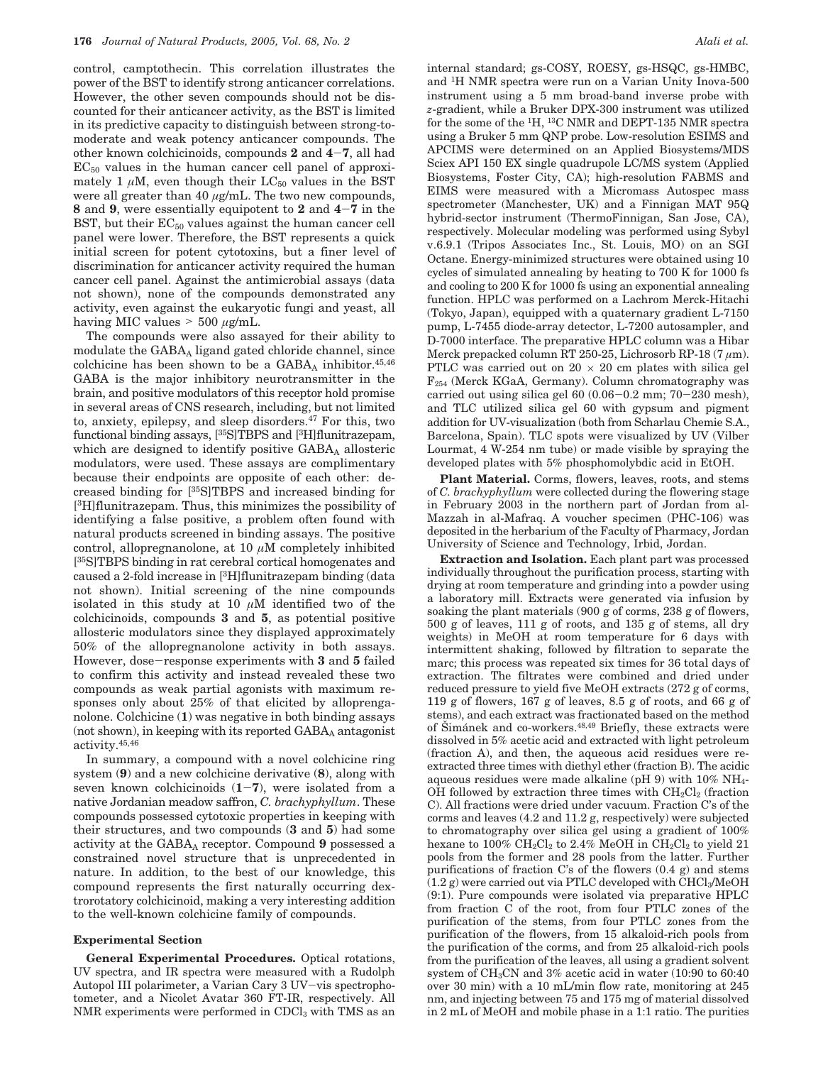control, camptothecin. This correlation illustrates the power of the BST to identify strong anticancer correlations. However, the other seven compounds should not be discounted for their anticancer activity, as the BST is limited in its predictive capacity to distinguish between strong-to-moderate and weak potency anticancer compounds. The other known colchicinoids, compounds **2** and **4**–**7**, all had $EC_{50}$ values in the human cancer cell panel of approximately 1 $\mu$M, even though their $LC_{50}$ values in the BST were all greater than 40 $\mu$g/mL. The two new compounds, **8** and **9**, were essentially equipotent to **2** and **4**–**7** in the BST, but their $EC_{50}$ values against the human cancer cell panel were lower. Therefore, the BST represents a quick initial screen for potent cytotoxins, but a finer level of discrimination for anticancer activity required the human cancer cell panel. Against the antimicrobial assays (data not shown), none of the compounds demonstrated any activity, even against the eukaryotic fungi and yeast, all having MIC values > 500 $\mu$g/mL.

The compounds were also assayed for their ability to modulate the $GABA_A$ ligand gated chloride channel, since colchicine has been shown to be a $GABA_A$ inhibitor.[45,46] GABA is the major inhibitory neurotransmitter in the brain, and positive modulators of this receptor hold promise in several areas of CNS research, including, but not limited to, anxiety, epilepsy, and sleep disorders.[47] For this, two functional binding assays, [$^{35}$S]TBPS and [$^{3}$H]flunitrazepam, which are designed to identify positive $GABA_A$ allosteric modulators, were used. These assays are complimentary because their endpoints are opposite of each other: decreased binding for [$^{35}$S]TBPS and increased binding for [$^{3}$H]flunitrazepam. Thus, this minimizes the possibility of identifying a false positive, a problem often found with natural products screened in binding assays. The positive control, allopregnanolone, at 10 $\mu$M completely inhibited [$^{35}$S]TBPS binding in rat cerebral cortical homogenates and caused a 2-fold increase in [$^{3}$H]flunitrazepam binding (data not shown). Initial screening of the nine compounds isolated in this study at 10 $\mu$M identified two of the colchicinoids, compounds **3** and **5**, as potential positive allosteric modulators since they displayed approximately 50% of the allopregnanolone activity in both assays. However, dose–response experiments with **3** and **5** failed to confirm this activity and instead revealed these two compounds as weak partial agonists with maximum responses only about 25% of that elicited by allopregnanolone. Colchicine (**1**) was negative in both binding assays (not shown), in keeping with its reported $GABA_A$ antagonist activity.[45,46]

In summary, a compound with a novel colchicine ring system (**9**) and a new colchicine derivative (**8**), along with seven known colchicinoids (**1**–**7**), were isolated from a native Jordanian meadow saffron, *C. brachyphyllum*. These compounds possessed cytotoxic properties in keeping with their structures, and two compounds (**3** and **5**) had some activity at the $GABA_A$ receptor. Compound **9** possessed a constrained novel structure that is unprecedented in nature. In addition, to the best of our knowledge, this compound represents the first naturally occurring dextrorotatory colchicinoid, making a very interesting addition to the well-known colchicine family of compounds.

## Experimental Section

**General Experimental Procedures.** Optical rotations, UV spectra, and IR spectra were measured with a Rudolph Autopol III polarimeter, a Varian Cary 3 UV–vis spectrophotometer, and a Nicolet Avatar 360 FT-IR, respectively. All NMR experiments were performed in $CDCl_3$ with TMS as an internal standard; gs-COSY, ROESY, gs-HSQC, gs-HMBC, and $^{1}$H NMR spectra were run on a Varian Unity Inova-500 instrument using a 5 mm broad-band inverse probe with *z*-gradient, while a Bruker DPX-300 instrument was utilized for the some of the $^{1}$H, $^{13}$C NMR and DEPT-135 NMR spectra using a Bruker 5 mm QNP probe. Low-resolution ESIMS and APCIMS were determined on an Applied Biosystems/MDS Sciex API 150 EX single quadrupole LC/MS system (Applied Biosystems, Foster City, CA); high-resolution FABMS and EIMS were measured with a Micromass Autospec mass spectrometer (Manchester, UK) and a Finnigan MAT 95Q hybrid-sector instrument (ThermoFinnigan, San Jose, CA), respectively. Molecular modeling was performed using Sybyl v.6.9.1 (Tripos Associates Inc., St. Louis, MO) on an SGI Octane. Energy-minimized structures were obtained using 10 cycles of simulated annealing by heating to 700 K for 1000 fs and cooling to 200 K for 1000 fs using an exponential annealing function. HPLC was performed on a Lachrom Merck-Hitachi (Tokyo, Japan), equipped with a quaternary gradient L-7150 pump, L-7455 diode-array detector, L-7200 autosampler, and D-7000 interface. The preparative HPLC column was a Hibar Merck prepacked column RT 250-25, Lichrosorb RP-18 (7 $\mu$m). PTLC was carried out on 20 × 20 cm plates with silica gel $F_{254}$ (Merck KGaA, Germany). Column chromatography was carried out using silica gel 60 (0.06–0.2 mm; 70–230 mesh), and TLC utilized silica gel 60 with gypsum and pigment addition for UV-visualization (both from Scharlau Chemie S.A., Barcelona, Spain). TLC spots were visualized by UV (Vilber Lourmat, 4 W-254 nm tube) or made visible by spraying the developed plates with 5% phosphomolybdic acid in EtOH.

**Plant Material.** Corms, flowers, leaves, roots, and stems of *C. brachyphyllum* were collected during the flowering stage in February 2003 in the northern part of Jordan from al-Mazzah in al-Mafraq. A voucher specimen (PHC-106) was deposited in the herbarium of the Faculty of Pharmacy, Jordan University of Science and Technology, Irbid, Jordan.

**Extraction and Isolation.** Each plant part was processed individually throughout the purification process, starting with drying at room temperature and grinding into a powder using a laboratory mill. Extracts were generated via infusion by soaking the plant materials (900 g of corms, 238 g of flowers, 500 g of leaves, 111 g of roots, and 135 g of stems, all dry weights) in MeOH at room temperature for 6 days with intermittent shaking, followed by filtration to separate the marc; this process was repeated six times for 36 total days of extraction. The filtrates were combined and dried under reduced pressure to yield five MeOH extracts (272 g of corms, 119 g of flowers, 167 g of leaves, 8.5 g of roots, and 66 g of stems), and each extract was fractionated based on the method of Šimánek and co-workers.[48,49] Briefly, these extracts were dissolved in 5% acetic acid and extracted with light petroleum (fraction A), and then, the aqueous acid residues were re-extracted three times with diethyl ether (fraction B). The acidic aqueous residues were made alkaline (pH 9) with 10% $NH_4OH$ followed by extraction three times with $CH_2Cl_2$ (fraction C). All fractions were dried under vacuum. Fraction C's of the corms and leaves (4.2 and 11.2 g, respectively) were subjected to chromatography over silica gel using a gradient of 100% hexane to 100% $CH_2Cl_2$ to 2.4% MeOH in $CH_2Cl_2$ to yield 21 pools from the former and 28 pools from the latter. Further purifications of fraction C's of the flowers (0.4 g) and stems (1.2 g) were carried out via PTLC developed with $CHCl_3$/MeOH (9:1). Pure compounds were isolated via preparative HPLC from fraction C of the root, from four PTLC zones of the purification of the stems, from four PTLC zones from the purification of the flowers, from 15 alkaloid-rich pools from the purification of the corms, and from 25 alkaloid-rich pools from the purification of the leaves, all using a gradient solvent system of $CH_3CN$ and 3% acetic acid in water (10:90 to 60:40 over 30 min) with a 10 mL/min flow rate, monitoring at 245 nm, and injecting between 75 and 175 mg of material dissolved in 2 mL of MeOH and mobile phase in a 1:1 ratio. The purities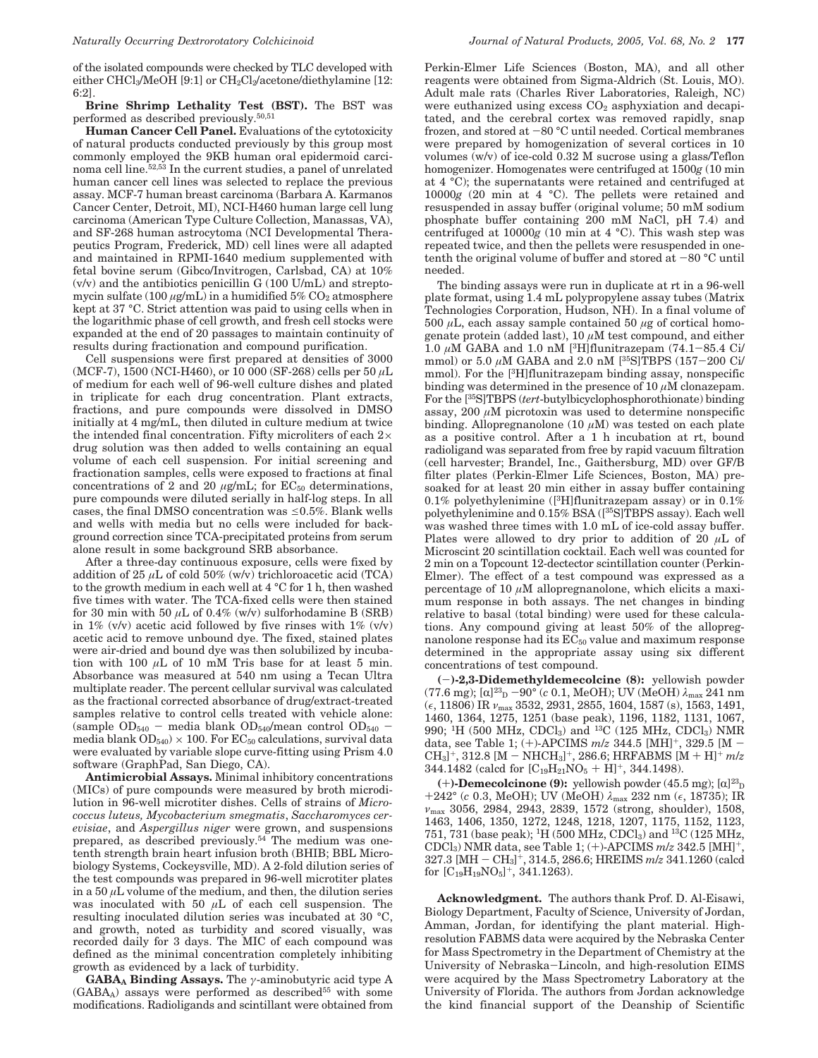of the isolated compounds were checked by TLC developed with either $CHCl_3$/MeOH [9:1] or $CH_2Cl_2$/acetone/diethylamine [12:6:2].

**Brine Shrimp Lethality Test (BST).** The BST was performed as described previously.[50,51]

**Human Cancer Cell Panel.** Evaluations of the cytotoxicity of natural products conducted previously by this group most commonly employed the 9KB human oral epidermoid carcinoma cell line.[52,53] In the current studies, a panel of unrelated human cancer cell lines was selected to replace the previous assay. MCF-7 human breast carcinoma (Barbara A. Karmanos Cancer Center, Detroit, MI), NCI-H460 human large cell lung carcinoma (American Type Culture Collection, Manassas, VA), and SF-268 human astrocytoma (NCI Developmental Therapeutics Program, Frederick, MD) cell lines were all adapted and maintained in RPMI-1640 medium supplemented with fetal bovine serum (Gibco/Invitrogen, Carlsbad, CA) at 10% (v/v) and the antibiotics penicillin G (100 U/mL) and streptomycin sulfate (100 $\mu$g/mL) in a humidified 5% $CO_2$ atmosphere kept at 37 °C. Strict attention was paid to using cells when in the logarithmic phase of cell growth, and fresh cell stocks were expanded at the end of 20 passages to maintain continuity of results during fractionation and compound purification.

Cell suspensions were first prepared at densities of 3000 (MCF-7), 1500 (NCI-H460), or 10 000 (SF-268) cells per 50 $\mu$L of medium for each well of 96-well culture dishes and plated in triplicate for each drug concentration. Plant extracts, fractions, and pure compounds were dissolved in DMSO initially at 4 mg/mL, then diluted in culture medium at twice the intended final concentration. Fifty microliters of each 2× drug solution was then added to wells containing an equal volume of each cell suspension. For initial screening and fractionation samples, cells were exposed to fractions at final concentrations of 2 and 20 $\mu$g/mL; for $EC_{50}$ determinations, pure compounds were diluted serially in half-log steps. In all cases, the final DMSO concentration was ≤0.5%. Blank wells and wells with media but no cells were included for background correction since TCA-precipitated proteins from serum alone result in some background SRB absorbance.

After a three-day continuous exposure, cells were fixed by addition of 25 $\mu$L of cold 50% (w/v) trichloroacetic acid (TCA) to the growth medium in each well at 4 °C for 1 h, then washed five times with water. The TCA-fixed cells were then stained for 30 min with 50 $\mu$L of 0.4% (w/v) sulforhodamine B (SRB) in 1% (v/v) acetic acid followed by five rinses with 1% (v/v) acetic acid to remove unbound dye. The fixed, stained plates were air-dried and bound dye was then solubilized by incubation with 100 $\mu$L of 10 mM Tris base for at least 5 min. Absorbance was measured at 540 nm using a Tecan Ultra multiplate reader. The percent cellular survival was calculated as the fractional corrected absorbance of drug/extract-treated samples relative to control cells treated with vehicle alone: (sample $OD_{540}$ − media blank $OD_{540}$/mean control $OD_{540}$ − media blank $OD_{540}$) × 100. For $EC_{50}$ calculations, survival data were evaluated by variable slope curve-fitting using Prism 4.0 software (GraphPad, San Diego, CA).

**Antimicrobial Assays.** Minimal inhibitory concentrations (MICs) of pure compounds were measured by broth microdilution in 96-well microtiter dishes. Cells of strains of *Micrococcus luteus, Mycobacterium smegmatis, Saccharomyces cerevisiae*, and *Aspergillus niger* were grown, and suspensions prepared, as described previously.[54] The medium was one-tenth strength brain heart infusion broth (BHIB; BBL Microbiology Systems, Cockeysville, MD). A 2-fold dilution series of the test compounds was prepared in 96-well microtiter plates in a 50 $\mu$L volume of the medium, and then, the dilution series was inoculated with 50 $\mu$L of each cell suspension. The resulting inoculated dilution series was incubated at 30 °C, and growth, noted as turbidity and scored visually, was recorded daily for 3 days. The MIC of each compound was defined as the minimal concentration completely inhibiting growth as evidenced by a lack of turbidity.

**$GABA_A$ Binding Assays.** The $\gamma$-aminobutyric acid type A ($GABA_A$) assays were performed as described[55] with some modifications. Radioligands and scintillant were obtained from Perkin-Elmer Life Sciences (Boston, MA), and all other reagents were obtained from Sigma-Aldrich (St. Louis, MO). Adult male rats (Charles River Laboratories, Raleigh, NC) were euthanized using excess $CO_2$ asphyxiation and decapitated, and the cerebral cortex was removed rapidly, snap frozen, and stored at −80 °C until needed. Cortical membranes were prepared by homogenization of several cortices in 10 volumes (w/v) of ice-cold 0.32 M sucrose using a glass/Teflon homogenizer. Homogenates were centrifuged at 1500*g* (10 min at 4 °C); the supernatants were retained and centrifuged at 10000*g* (20 min at 4 °C). The pellets were retained and resuspended in assay buffer (original volume; 50 mM sodium phosphate buffer containing 200 mM NaCl, pH 7.4) and centrifuged at 10000*g* (10 min at 4 °C). This wash step was repeated twice, and then the pellets were resuspended in one-tenth the original volume of buffer and stored at −80 °C until needed.

The binding assays were run in duplicate at rt in a 96-well plate format, using 1.4 mL polypropylene assay tubes (Matrix Technologies Corporation, Hudson, NH). In a final volume of 500 $\mu$L, each assay sample contained 50 $\mu$g of cortical homogenate protein (added last), 10 $\mu$M test compound, and either 1.0 $\mu$M GABA and 1.0 nM [$^3$H]flunitrazepam (74.1−85.4 Ci/mmol) or 5.0 $\mu$M GABA and 2.0 nM [$^{35}$S]TBPS (157−200 Ci/mmol). For the [$^3$H]flunitrazepam binding assay, nonspecific binding was determined in the presence of 10 $\mu$M clonazepam. For the [$^{35}$S]TBPS (*tert*-butylbicyclophosphorothionate) binding assay, 200 $\mu$M picrotoxin was used to determine nonspecific binding. Allopregnanolone (10 $\mu$M) was tested on each plate as a positive control. After a 1 h incubation at rt, bound radioligand was separated from free by rapid vacuum filtration (cell harvester; Brandel, Inc., Gaithersburg, MD) over GF/B filter plates (Perkin-Elmer Life Sciences, Boston, MA) presoaked for at least 20 min either in assay buffer containing 0.1% polyethylenimine ([$^3$H]flunitrazepam assay) or in 0.1% polyethylenimine and 0.15% BSA ([$^{35}$S]TBPS assay). Each well was washed three times with 1.0 mL of ice-cold assay buffer. Plates were allowed to dry prior to addition of 20 $\mu$L of Microscint 20 scintillation cocktail. Each well was counted for 2 min on a Topcount 12-dectector scintillation counter (Perkin-Elmer). The effect of a test compound was expressed as a percentage of 10 $\mu$M allopregnanolone, which elicits a maximum response in both assays. The net changes in binding relative to basal (total binding) were used for these calculations. Any compound giving at least 50% of the allopregnanolone response had its $EC_{50}$ value and maximum response determined in the appropriate assay using six different concentrations of test compound.

**(−)-2,3-Didemethyldemecolcine (8):** yellowish powder (77.6 mg); $[\alpha]^{23}_{D}$ −90° (*c* 0.1, MeOH); UV (MeOH) $\lambda_{max}$ 241 nm ($\epsilon$, 11806) IR $\nu_{max}$ 3532, 2931, 2855, 1604, 1587 (s), 1563, 1491, 1460, 1364, 1275, 1251 (base peak), 1196, 1182, 1131, 1067, 990; $^1$H (500 MHz, $CDCl_3$) and $^{13}$C (125 MHz, $CDCl_3$) NMR data, see Table 1; (+)-APCIMS *m/z* 344.5 $[MH]^+$, 329.5 $[M - CH_3]^+$, 312.8 $[M - NHCH_3]^+$, 286.6; HRFABMS $[M + H]^+$ *m/z* 344.1482 (calcd for $[C_{19}H_{21}NO_5 + H]^+$, 344.1498).

**(+)-Demecolcinone (9):** yellowish powder (45.5 mg); $[\alpha]^{23}_{D}$ +242° (*c* 0.3, MeOH); UV (MeOH) $\lambda_{max}$ 232 nm ($\epsilon$, 18735); IR $\nu_{max}$ 3056, 2984, 2943, 2839, 1572 (strong, shoulder), 1508, 1463, 1406, 1350, 1272, 1248, 1218, 1207, 1175, 1152, 1123, 751, 731 (base peak); $^1$H (500 MHz, $CDCl_3$) and $^{13}$C (125 MHz, $CDCl_3$) NMR data, see Table 1; (+)-APCIMS *m/z* 342.5 $[MH]^+$, 327.3 $[M - CH_3]^+$, 314.5, 286.6; HREIMS *m/z* 341.1260 (calcd for $[C_{19}H_{19}NO_5]^+$, 341.1263).

**Acknowledgment.** The authors thank Prof. D. Al-Eisawi, Biology Department, Faculty of Science, University of Jordan, Amman, Jordan, for identifying the plant material. High-resolution FABMS data were acquired by the Nebraska Center for Mass Spectrometry in the Department of Chemistry at the University of Nebraska−Lincoln, and high-resolution EIMS were acquired by the Mass Spectrometry Laboratory at the University of Florida. The authors from Jordan acknowledge the kind financial support of the Deanship of Scientific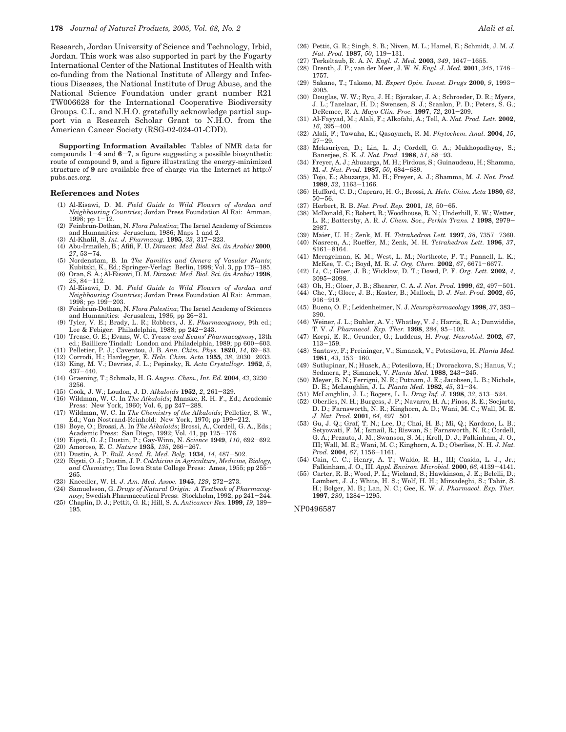Research, Jordan University of Science and Technology, Irbid, Jordan. This work was also supported in part by the Fogarty International Center of the National Institutes of Health with co-funding from the National Institute of Allergy and Infectious Diseases, the National Institute of Drug Abuse, and the National Science Foundation under grant number R21 TW006628 for the International Cooperative Biodiversity Groups. C.L. and N.H.O. gratefully acknowledge partial support via a Research Scholar Grant to N.H.O. from the American Cancer Society (RSG-02-024-01-CDD).

**Supporting Information Available:** Tables of NMR data for compounds **1**−**4** and **6**−**7**, a figure suggesting a possible biosynthetic route of compound **9**, and a figure illustrating the energy-minimized structure of **9** are available free of charge via the Internet at http://pubs.acs.org.

## References and Notes

(1) Al-Eisawi, D. M. *Field Guide to Wild Flowers of Jordan and Neighbouring Countries*; Jordan Press Foundation Al Rai: Amman, 1998; pp 1−12.
(2) Feinbrun-Dothan, N. *Flora Palestina*; The Israel Academy of Sciences and Humanities: Jeruselum, 1986; Maps 1 and 2.
(3) Al-Khalil, S. *Int. J. Pharmacog.* **1995**, *33*, 317−323.
(4) Abu-Irmaileh, B.; Afifi, F. U. *Dirasat: Med. Biol. Sci. (in Arabic)* **2000**, *27*, 53−74.
(5) Nordenstam, B. In *The Families and Genera of Vasular Plants*; Kubitzki, K., Ed.; Springer-Verlag: Berlin, 1998; Vol. 3, pp 175−185.
(6) Oran, S. A.; Al-Eisawi, D. M. *Dirasat: Med. Biol. Sci. (in Arabic)* **1998**, *25*, 84−112.
(7) Al-Eisawi, D. M. *Field Guide to Wild Flowers of Jordan and Neighbouring Countries*; Jordan Press Foundation Al Rai: Amman, 1998; pp 199−203.
(8) Feinbrun-Dothan, N. *Flora Palestina*; The Israel Academy of Sciences and Humanities: Jerusalem, 1986; pp 26−31.
(9) Tyler, V. E.; Brady, L. R.; Robbers, J. E. *Pharmacognosy*, 9th ed.; Lee & Febiger: Philadelphia, 1988; pp 242−243.
(10) Trease, G. E.; Evans, W. C. *Trease and Evans' Pharmacognosy*, 13th ed.; Bailliere Tindall: London and Philadelphia, 1989; pp 600−603.
(11) Pelletier, P. J.; Caventou, J. B. *Ann. Chim. Phys.* **1820**, *14*, 69−83.
(12) Corrodi, H.; Hardegger, E. *Helv. Chim. Acta* **1955**, *38*, 2030−2033.
(13) King, M. V.; Devries, J. L.; Pepinsky, R. *Acta Crystallogr.* **1952**, *5*, 437−440.
(14) Graening, T.; Schmalz, H. G. *Angew. Chem., Int. Ed.* **2004**, *43*, 3230−3256.
(15) Cook, J. W.; Loudon, J. D. *Alkaloids* **1952**, *2*, 261−329.
(16) Wildman, W. C. In *The Alkaloids*; Manske, R. H. F., Ed.; Academic Press: New York, 1960; Vol. 6, pp 247−288.
(17) Wildman, W. C. In *The Chemistry of the Alkaloids*; Pelletier, S. W., Ed.; Van Nostrand-Reinhold: New York, 1970; pp 199−212.
(18) Boye, O.; Brossi, A. In *The Alkaloids*; Brossi, A., Cordell, G. A., Eds.; Academic Press: San Diego, 1992; Vol. 41, pp 125−176.
(19) Eigsti, O. J.; Dustin, P.; Gay-Winn, N. *Science* **1949**, *110*, 692−692.
(20) Amoroso, E. C. *Nature* **1935**, *135*, 266−267.
(21) Dustin, A. P. *Bull. Acad. R. Med. Belg.* **1934**, *14*, 487−502.
(22) Eigsti, O. J.; Dustin, J. P. *Colchicine in Agriculture, Medicine, Biology, and Chemistry*; The Iowa State College Press: Ames, 1955; pp 255−265.
(23) Kneedler, W. H. *J. Am. Med. Assoc.* **1945**, *129*, 272−273.
(24) Samuelsson, G. *Drugs of Natural Origin: A Textbook of Pharmacognosy*; Swedish Pharmaceutical Press: Stockholm, 1992; pp 241−244.
(25) Chaplin, D. J.; Pettit, G. R.; Hill, S. A. *Anticancer Res.* **1999**, *19*, 189−195.
(26) Pettit, G. R.; Singh, S. B.; Niven, M. L.; Hamel, E.; Schmidt, J. M. *J. Nat. Prod.* **1987**, *50*, 119−131.
(27) Terkeltaub, R. A. *N. Engl. J. Med.* **2003**, *349*, 1647−1655.
(28) Drenth, J. P.; van der Meer, J. W. *N. Engl. J. Med.* **2001**, *345*, 1748−1757.
(29) Sakane, T.; Takeno, M. *Expert Opin. Invest. Drugs* **2000**, *9*, 1993−2005.
(30) Douglas, W. W.; Ryu, J. H.; Bjoraker, J. A.; Schroeder, D. R.; Myers, J. L.; Tazelaar, H. D.; Swensen, S. J.; Scanlon, P. D.; Peters, S. G.; DeRemee, R. A. *Mayo Clin. Proc.* **1997**, *72*, 201−209.
(31) Al-Fayyad, M.; Alali, F.; Alkofahi, A.; Tell, A. *Nat. Prod. Lett.* **2002**, *16*, 395−400.
(32) Alali, F.; Tawaha, K.; Qasaymeh, R. M. *Phytochem. Anal.* **2004**, *15*, 27−29.
(33) Meksuriyen, D.; Lin, L. J.; Cordell, G. A.; Mukhopadhyay, S.; Banerjee, S. K. *J. Nat. Prod.* **1988**, *51*, 88−93.
(34) Freyer, A. J.; Abuzarga, M. H.; Firdous, S.; Guinaudeau, H.; Shamma, M. *J. Nat. Prod.* **1987**, *50*, 684−689.
(35) Tojo, E.; Abuzarga, M. H.; Freyer, A. J.; Shamma, M. *J. Nat. Prod.* **1989**, *52*, 1163−1166.
(36) Hufford, C. D.; Capraro, H. G.; Brossi, A. *Helv. Chim. Acta* **1980**, *63*, 50−56.
(37) Herbert, R. B. *Nat. Prod. Rep.* **2001**, *18*, 50−65.
(38) McDonald, E.; Robert, R.; Woodhouse, R. N.; Underhill, E. W.; Wetter, L. R.; Battersby, A. R. *J. Chem. Soc., Perkin Trans. 1* **1998**, 2979−2987.
(39) Maier, U. H.; Zenk, M. H. *Tetrahedron Lett.* **1997**, *38*, 7357−7360.
(40) Nasreen, A.; Rueffer, M.; Zenk, M. H. *Tetrahedron Lett.* **1996**, *37*, 8161−8164.
(41) Meragelman, K. M.; West, L. M.; Northcote, P. T.; Pannell, L. K.; McKee, T. C.; Boyd, M. R. *J. Org. Chem.* **2002**, *67*, 6671−6677.
(42) Li, C.; Gloer, J. B.; Wicklow, D. T.; Dowd, P. F. *Org. Lett.* **2002**, *4*, 3095−3098.
(43) Oh, H.; Gloer, J. B.; Shearer, C. A. *J. Nat. Prod.* **1999**, *62*, 497−501.
(44) Che, Y.; Gloer, J. B.; Koster, B.; Malloch, D. *J. Nat. Prod.* **2002**, *65*, 916−919.
(45) Bueno, O. F.; Leidenheimer, N. J. *Neuropharmacology* **1998**, *37*, 383−390.
(46) Weiner, J. L.; Buhler, A. V.; Whatley, V. J.; Harris, R. A.; Dunwiddie, T. V. *J. Pharmacol. Exp. Ther.* **1998**, *284*, 95−102.
(47) Korpi, E. R.; Grunder, G.; Luddens, H. *Prog. Neurobiol.* **2002**, *67*, 113−159.
(48) Santavy, F.; Preininger, V.; Simanek, V.; Potesilova, H. *Planta Med.* **1981**, *43*, 153−160.
(49) Sutlupinar, N.; Husek, A.; Potesilova, H.; Dvorackova, S.; Hanus, V.; Sedmera, P.; Simanek, V. *Planta Med.* **1988**, 243−245.
(50) Meyer, B. N.; Ferrigni, N. R.; Putnam, J. E.; Jacobsen, L. B.; Nichols, D. E.; McLaughlin, J. L. *Planta Med.* **1982**, *45*, 31−34.
(51) McLaughlin, J. L.; Rogers, L. L. *Drug Inf. J.* **1998**, *32*, 513−524.
(52) Oberlies, N. H.; Burgess, J. P.; Navarro, H. A.; Pinos, R. E.; Soejarto, D. D.; Farnsworth, N. R.; Kinghorn, A. D.; Wani, M. C.; Wall, M. E. *J. Nat. Prod.* **2001**, *64*, 497−501.
(53) Gu, J. Q.; Graf, T. N.; Lee, D.; Chai, H. B.; Mi, Q.; Kardono, L. B.; Setyowati, F. M.; Ismail, R.; Riswan, S.; Farnsworth, N. R.; Cordell, G. A.; Pezzuto, J. M.; Swanson, S. M.; Kroll, D. J.; Falkinham, J. O., III; Wall, M. E.; Wani, M. C.; Kinghorn, A. D.; Oberlies, N. H. *J. Nat. Prod.* **2004**, *67*, 1156−1161.
(54) Cain, C. C.; Henry, A. T.; Waldo, R. H., III; Casida, L. J., Jr.; Falkinham, J. O., III. *Appl. Environ. Microbiol.* **2000**, *66*, 4139−4141.
(55) Carter, R. B.; Wood, P. L.; Wieland, S.; Hawkinson, J. E.; Belelli, D.; Lambert, J. J.; White, H. S.; Wolf, H. H.; Mirsadeghi, S.; Tahir, S. H.; Bolger, M. B.; Lan, N. C.; Gee, K. W. *J. Pharmacol. Exp. Ther.* **1997**, *280*, 1284−1295.

NP0496587